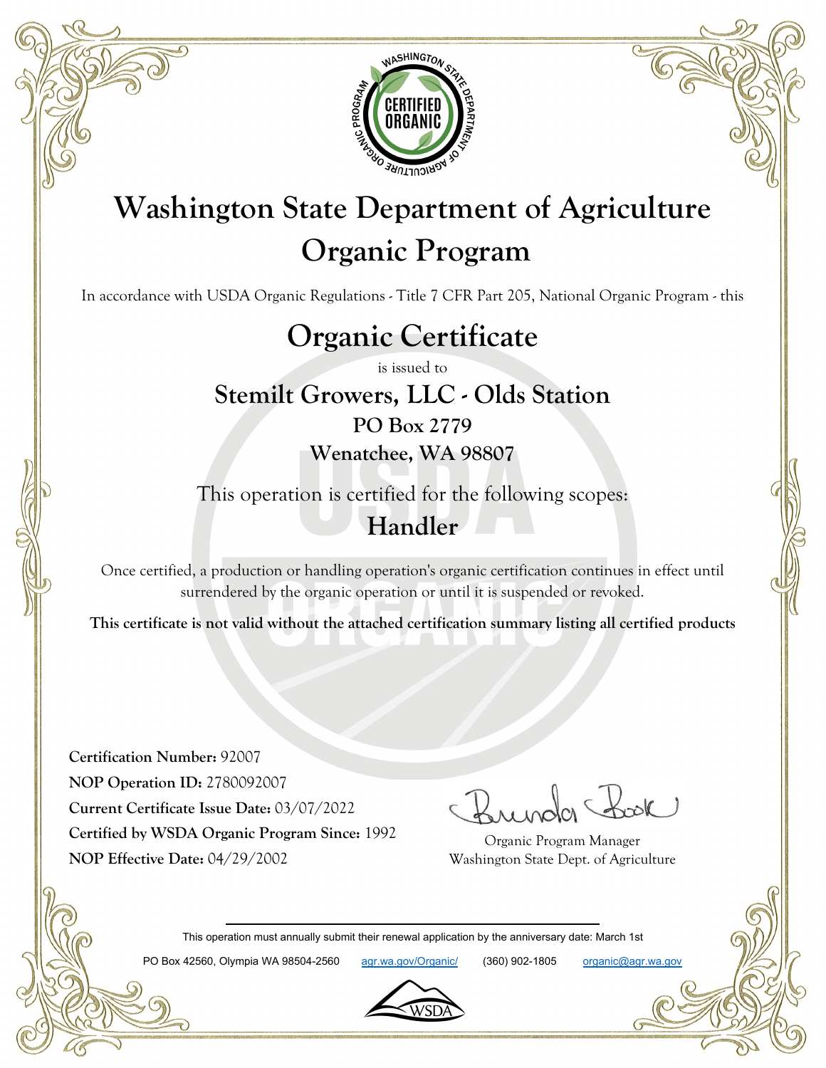# Washington State Department of Agriculture
# Organic Program

In accordance with USDA Organic Regulations - Title 7 CFR Part 205, National Organic Program - this

## Organic Certificate

is issued to

### Stemilt Growers, LLC - Olds Station

**PO Box 2779**

**Wenatchee, WA 98807**

This operation is certified for the following scopes:

**Handler**

Once certified, a production or handling operation's organic certification continues in effect until surrendered by the organic operation or until it is suspended or revoked.

**This certificate is not valid without the attached certification summary listing all certified products**

**Certification Number:** 92007
**NOP Operation ID:** 2780092007
**Current Certificate Issue Date:** 03/07/2022
**Certified by WSDA Organic Program Since:** 1992
**NOP Effective Date:** 04/29/2002

Organic Program Manager
Washington State Dept. of Agriculture

This operation must annually submit their renewal application by the anniversary date: March 1st

PO Box 42560, Olympia WA 98504-2560 agr.wa.gov/Organic/ (360) 902-1805 organic@agr.wa.gov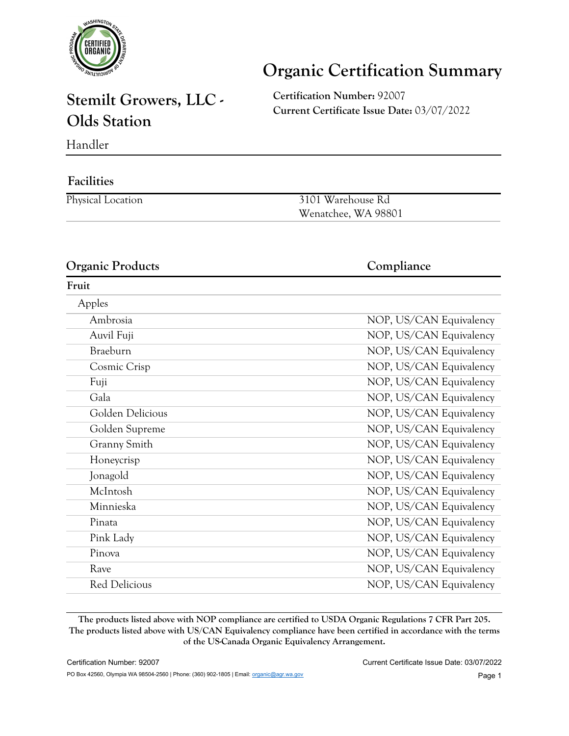# Organic Certification Summary

## Stemilt Growers, LLC - Olds Station

Handler

**Certification Number:** 92007
**Current Certificate Issue Date:** 03/07/2022

### Facilities

| | |
|---|---|
| Physical Location | 3101 Warehouse Rd<br>Wenatchee, WA 98801 |

| Organic Products | Compliance |
|---|---|
| **Fruit** | |
| Apples | |
| Ambrosia | NOP, US/CAN Equivalency |
| Auvil Fuji | NOP, US/CAN Equivalency |
| Braeburn | NOP, US/CAN Equivalency |
| Cosmic Crisp | NOP, US/CAN Equivalency |
| Fuji | NOP, US/CAN Equivalency |
| Gala | NOP, US/CAN Equivalency |
| Golden Delicious | NOP, US/CAN Equivalency |
| Golden Supreme | NOP, US/CAN Equivalency |
| Granny Smith | NOP, US/CAN Equivalency |
| Honeycrisp | NOP, US/CAN Equivalency |
| Jonagold | NOP, US/CAN Equivalency |
| McIntosh | NOP, US/CAN Equivalency |
| Minnieska | NOP, US/CAN Equivalency |
| Pinata | NOP, US/CAN Equivalency |
| Pink Lady | NOP, US/CAN Equivalency |
| Pinova | NOP, US/CAN Equivalency |
| Rave | NOP, US/CAN Equivalency |
| Red Delicious | NOP, US/CAN Equivalency |

**The products listed above with NOP compliance are certified to USDA Organic Regulations 7 CFR Part 205. The products listed above with US/CAN Equivalency compliance have been certified in accordance with the terms of the US-Canada Organic Equivalency Arrangement.**

PO Box 42560, Olympia WA 98504-2560 | Phone: (360) 902-1805 | Email: organic@agr.wa.gov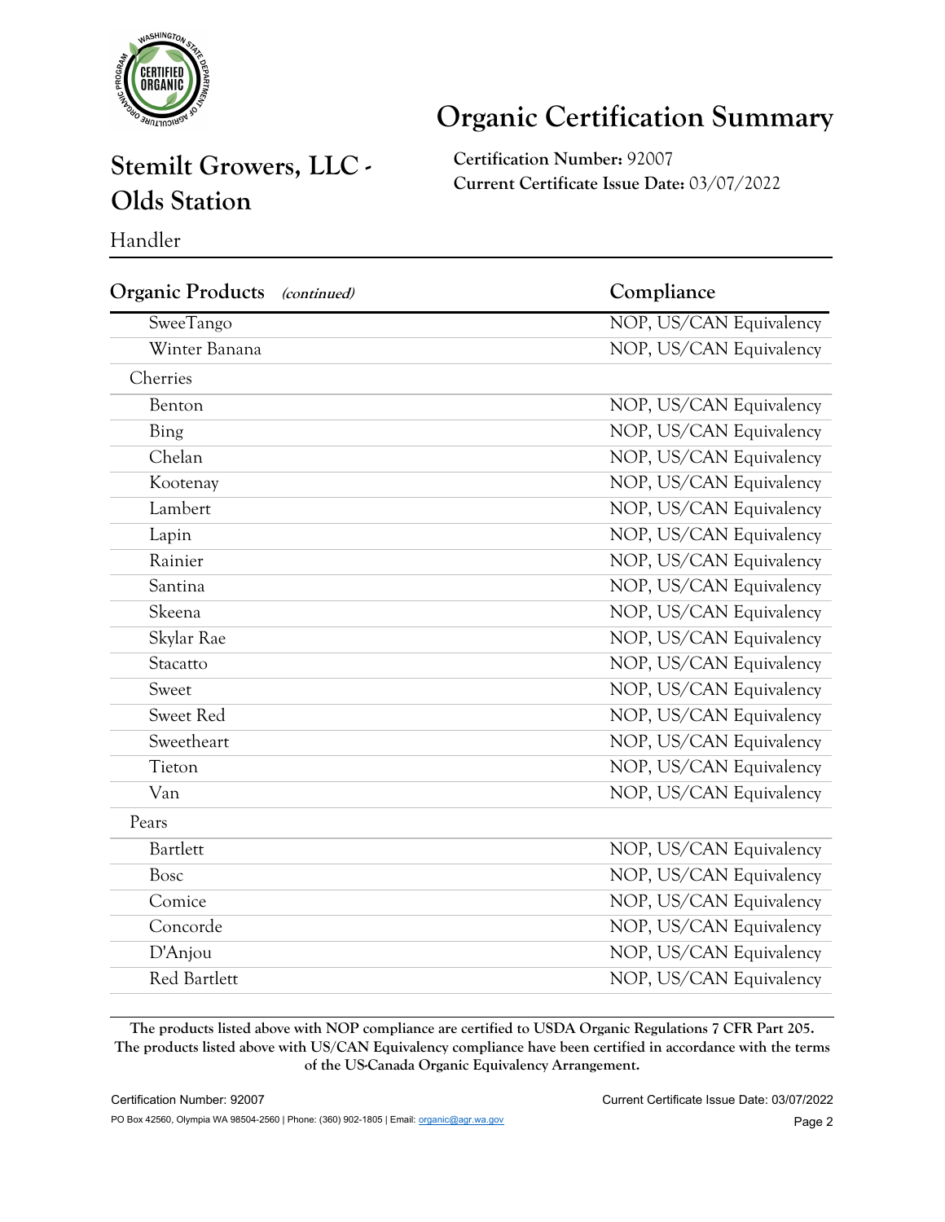# Organic Certification Summary

## Stemilt Growers, LLC - Olds Station

**Certification Number:** 92007
**Current Certificate Issue Date:** 03/07/2022

Handler

| Organic Products *(continued)* | Compliance |
|---|---|
| SweeTango | NOP, US/CAN Equivalency |
| Winter Banana | NOP, US/CAN Equivalency |
| Cherries | |
| Benton | NOP, US/CAN Equivalency |
| Bing | NOP, US/CAN Equivalency |
| Chelan | NOP, US/CAN Equivalency |
| Kootenay | NOP, US/CAN Equivalency |
| Lambert | NOP, US/CAN Equivalency |
| Lapin | NOP, US/CAN Equivalency |
| Rainier | NOP, US/CAN Equivalency |
| Santina | NOP, US/CAN Equivalency |
| Skeena | NOP, US/CAN Equivalency |
| Skylar Rae | NOP, US/CAN Equivalency |
| Stacatto | NOP, US/CAN Equivalency |
| Sweet | NOP, US/CAN Equivalency |
| Sweet Red | NOP, US/CAN Equivalency |
| Sweetheart | NOP, US/CAN Equivalency |
| Tieton | NOP, US/CAN Equivalency |
| Van | NOP, US/CAN Equivalency |
| Pears | |
| Bartlett | NOP, US/CAN Equivalency |
| Bosc | NOP, US/CAN Equivalency |
| Comice | NOP, US/CAN Equivalency |
| Concorde | NOP, US/CAN Equivalency |
| D'Anjou | NOP, US/CAN Equivalency |
| Red Bartlett | NOP, US/CAN Equivalency |

**The products listed above with NOP compliance are certified to USDA Organic Regulations 7 CFR Part 205. The products listed above with US/CAN Equivalency compliance have been certified in accordance with the terms of the US-Canada Organic Equivalency Arrangement.**

PO Box 42560, Olympia WA 98504-2560 | Phone: (360) 902-1805 | Email: organic@agr.wa.gov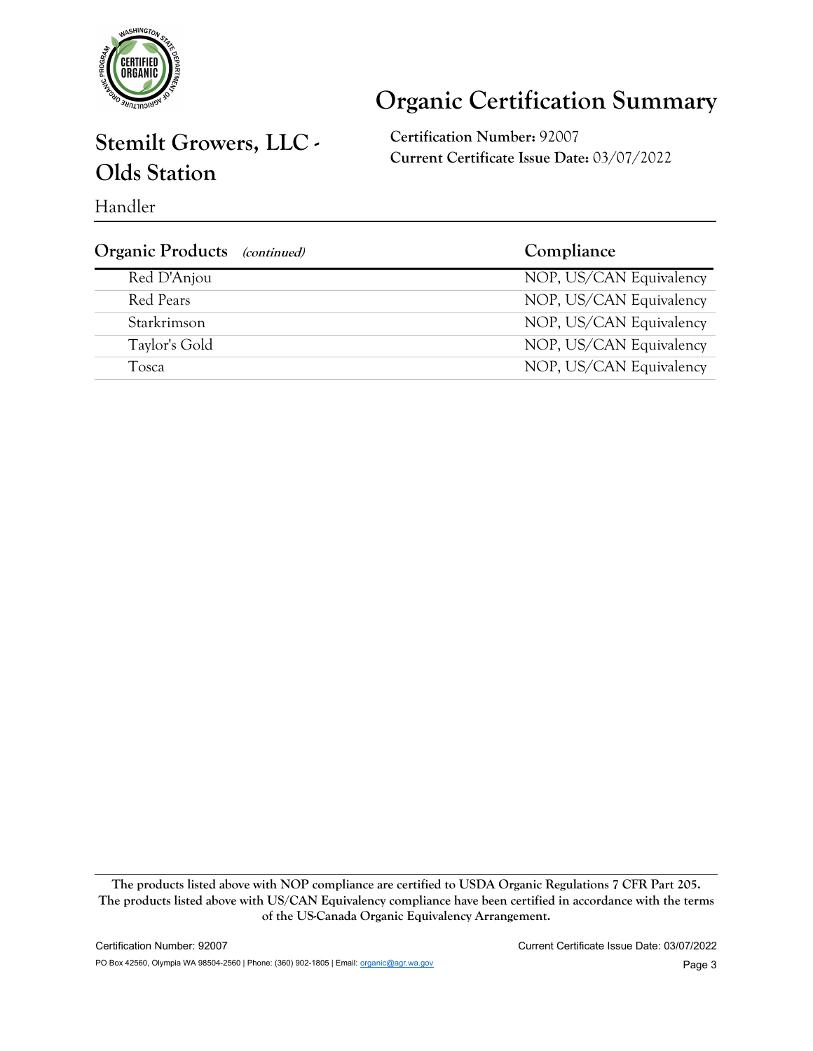# Organic Certification Summary

## Stemilt Growers, LLC - Olds Station

**Certification Number:** 92007
**Current Certificate Issue Date:** 03/07/2022

Handler

| Organic Products *(continued)* | Compliance |
| --- | --- |
| Red D'Anjou | NOP, US/CAN Equivalency |
| Red Pears | NOP, US/CAN Equivalency |
| Starkrimson | NOP, US/CAN Equivalency |
| Taylor's Gold | NOP, US/CAN Equivalency |
| Tosca | NOP, US/CAN Equivalency |

**The products listed above with NOP compliance are certified to USDA Organic Regulations 7 CFR Part 205. The products listed above with US/CAN Equivalency compliance have been certified in accordance with the terms of the US-Canada Organic Equivalency Arrangement.**

Certification Number: 92007 Current Certificate Issue Date: 03/07/2022

PO Box 42560, Olympia WA 98504-2560 | Phone: (360) 902-1805 | Email: organic@agr.wa.gov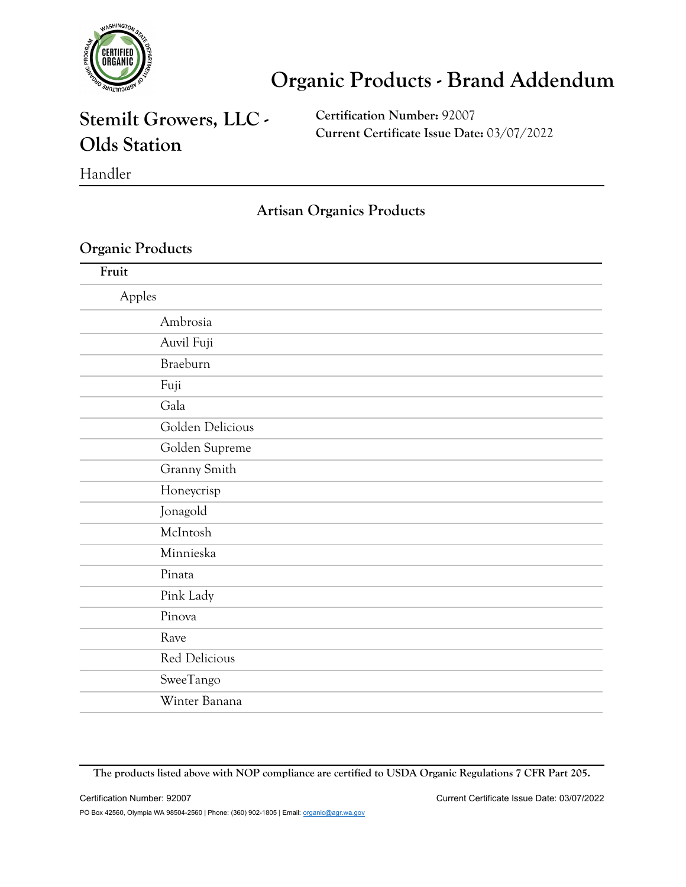# Organic Products - Brand Addendum

## Stemilt Growers, LLC - Olds Station

**Certification Number:** 92007
**Current Certificate Issue Date:** 03/07/2022

Handler

### Artisan Organics Products

### Organic Products

**Fruit**

- Apples
  - Ambrosia
  - Auvil Fuji
  - Braeburn
  - Fuji
  - Gala
  - Golden Delicious
  - Golden Supreme
  - Granny Smith
  - Honeycrisp
  - Jonagold
  - McIntosh
  - Minnieska
  - Pinata
  - Pink Lady
  - Pinova
  - Rave
  - Red Delicious
  - SweeTango
  - Winter Banana

**The products listed above with NOP compliance are certified to USDA Organic Regulations 7 CFR Part 205.**

Certification Number: 92007 Current Certificate Issue Date: 03/07/2022

PO Box 42560, Olympia WA 98504-2560 | Phone: (360) 902-1805 | Email: organic@agr.wa.gov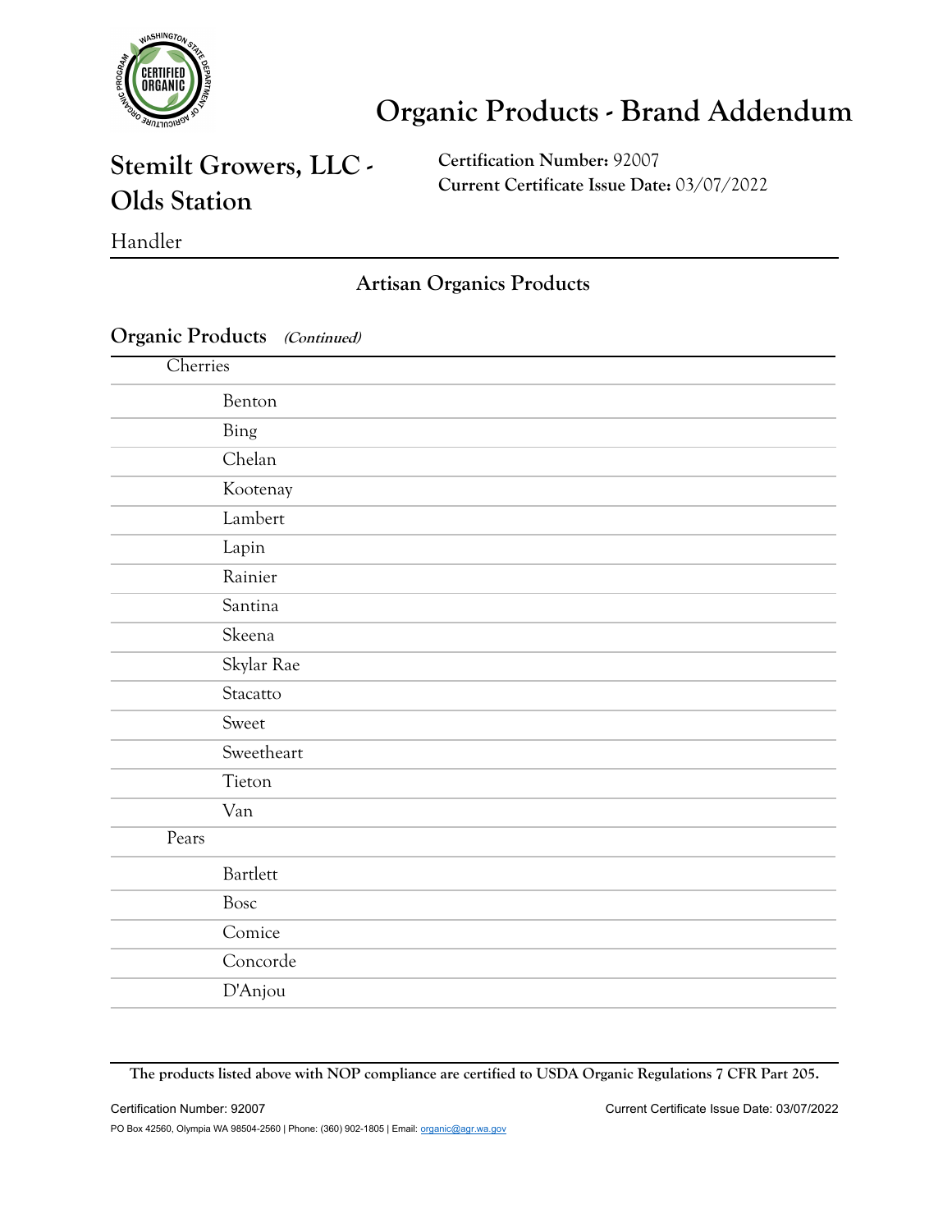# Organic Products - Brand Addendum

## Stemilt Growers, LLC - Olds Station

Handler

**Certification Number:** 92007
**Current Certificate Issue Date:** 03/07/2022

### Artisan Organics Products

**Organic Products** ***(Continued)***

- Cherries
  - Benton
  - Bing
  - Chelan
  - Kootenay
  - Lambert
  - Lapin
  - Rainier
  - Santina
  - Skeena
  - Skylar Rae
  - Stacatto
  - Sweet
  - Sweetheart
  - Tieton
  - Van
- Pears
  - Bartlett
  - Bosc
  - Comice
  - Concorde
  - D'Anjou

**The products listed above with NOP compliance are certified to USDA Organic Regulations 7 CFR Part 205.**

Certification Number: 92007 Current Certificate Issue Date: 03/07/2022

PO Box 42560, Olympia WA 98504-2560 | Phone: (360) 902-1805 | Email: organic@agr.wa.gov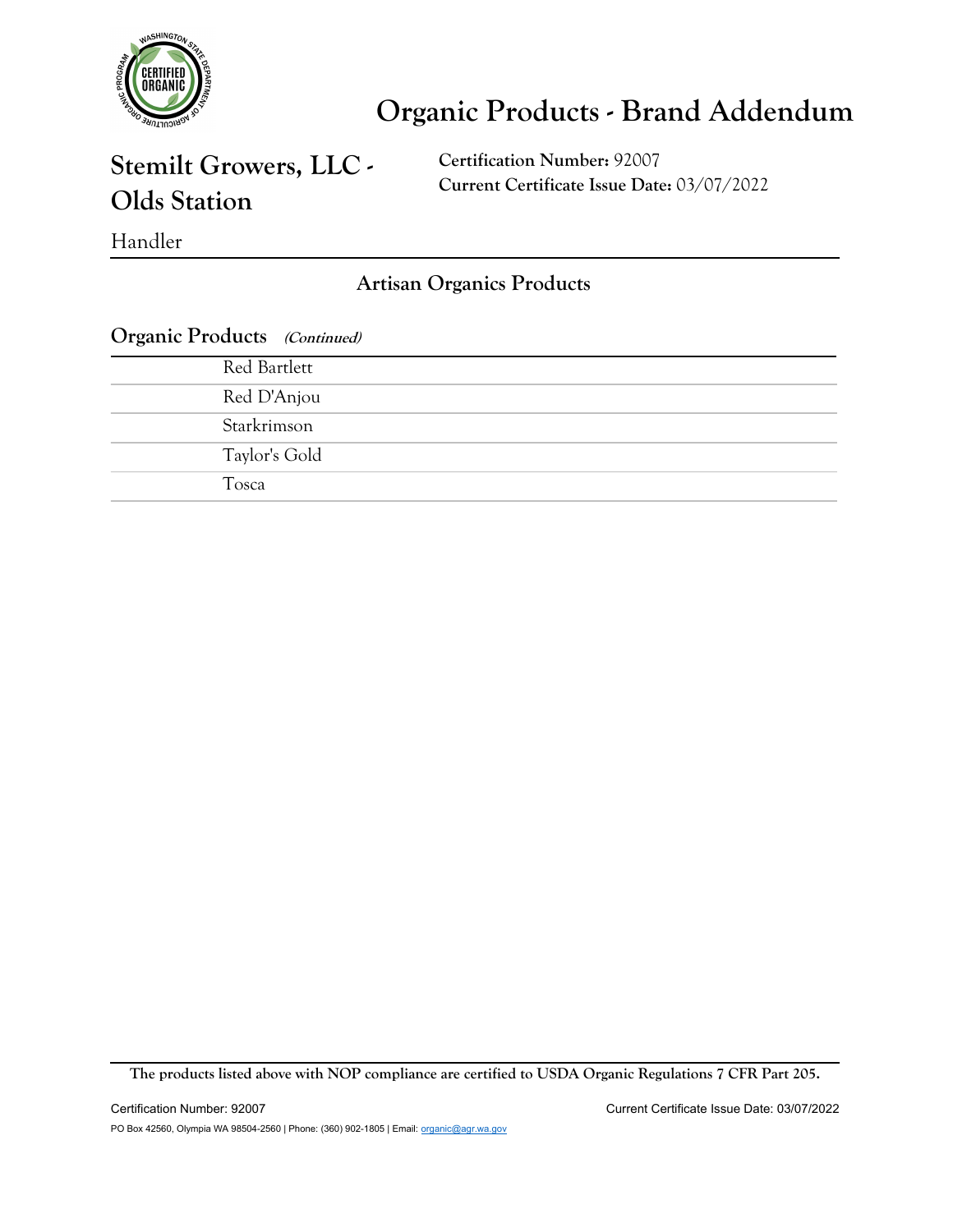# Organic Products - Brand Addendum

## Stemilt Growers, LLC - Olds Station

**Certification Number:** 92007
**Current Certificate Issue Date:** 03/07/2022

Handler

### Artisan Organics Products

**Organic Products** ***(Continued)***

| |
|---|
| Red Bartlett |
| Red D'Anjou |
| Starkrimson |
| Taylor's Gold |
| Tosca |

**The products listed above with NOP compliance are certified to USDA Organic Regulations 7 CFR Part 205.**

Certification Number: 92007 Current Certificate Issue Date: 03/07/2022

PO Box 42560, Olympia WA 98504-2560 | Phone: (360) 902-1805 | Email: organic@agr.wa.gov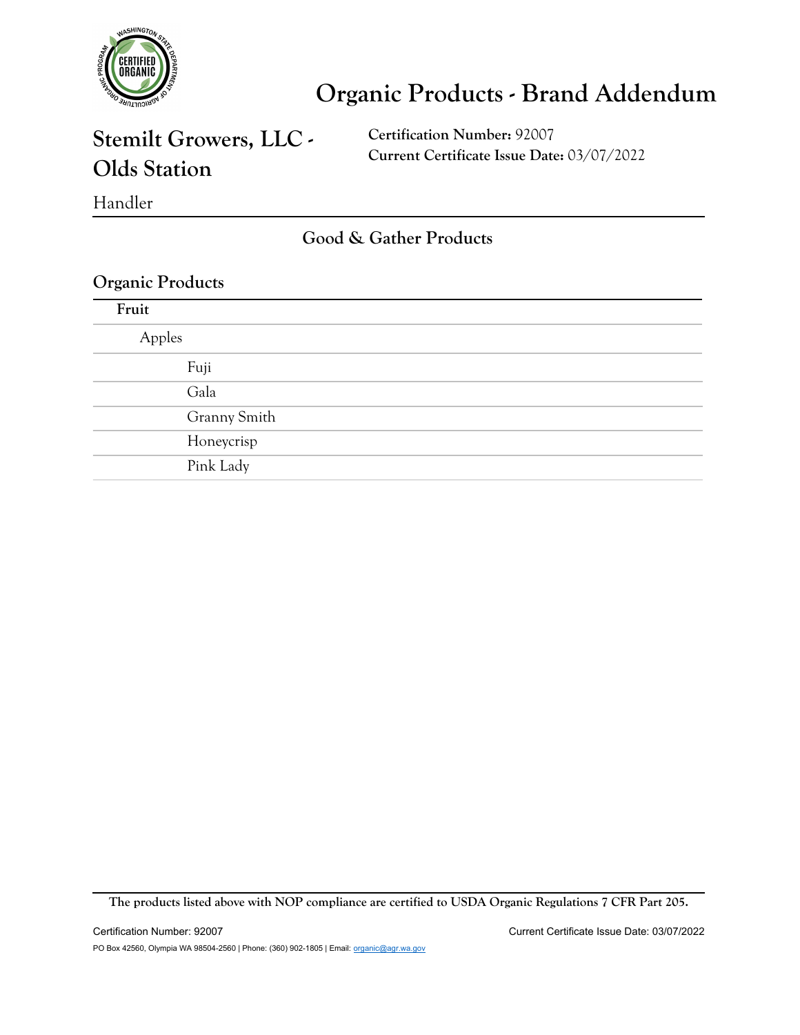# Organic Products - Brand Addendum

## Stemilt Growers, LLC - Olds Station

**Certification Number:** 92007
**Current Certificate Issue Date:** 03/07/2022

Handler

### Good & Gather Products

### Organic Products

**Fruit**

- Apples
  - Fuji
  - Gala
  - Granny Smith
  - Honeycrisp
  - Pink Lady

**The products listed above with NOP compliance are certified to USDA Organic Regulations 7 CFR Part 205.**

PO Box 42560, Olympia WA 98504-2560 | Phone: (360) 902-1805 | Email: organic@agr.wa.gov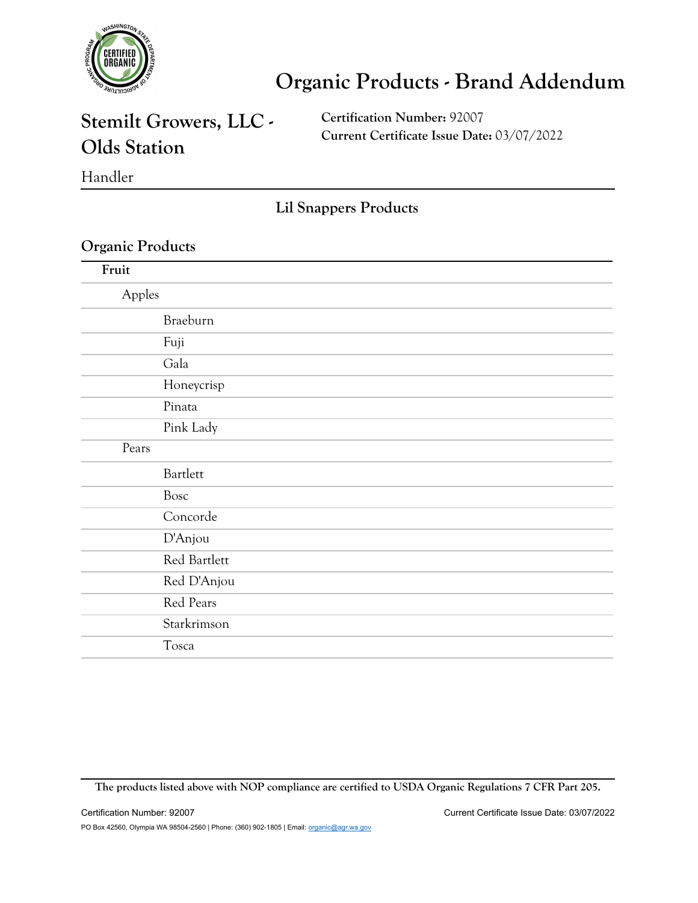# Organic Products - Brand Addendum

## Stemilt Growers, LLC - Olds Station

Handler

**Certification Number:** 92007
**Current Certificate Issue Date:** 03/07/2022

### Lil Snappers Products

### Organic Products

**Fruit**

- Apples
  - Braeburn
  - Fuji
  - Gala
  - Honeycrisp
  - Pinata
  - Pink Lady
- Pears
  - Bartlett
  - Bosc
  - Concorde
  - D'Anjou
  - Red Bartlett
  - Red D'Anjou
  - Red Pears
  - Starkrimson
  - Tosca

**The products listed above with NOP compliance are certified to USDA Organic Regulations 7 CFR Part 205.**

Certification Number: 92007 Current Certificate Issue Date: 03/07/2022

PO Box 42560, Olympia WA 98504-2560 | Phone: (360) 902-1805 | Email: organic@agr.wa.gov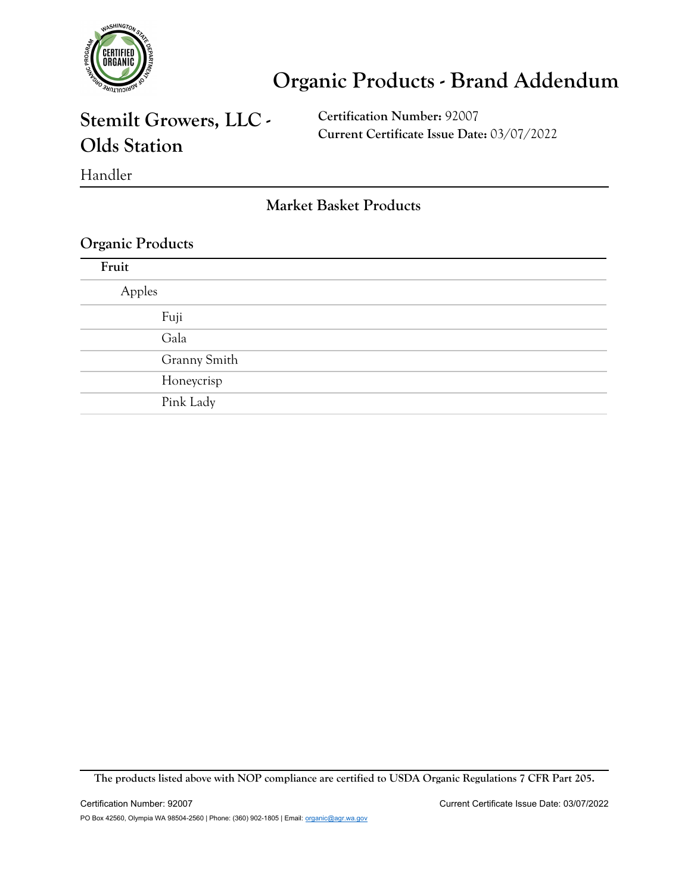# Organic Products - Brand Addendum

## Stemilt Growers, LLC - Olds Station

**Certification Number:** 92007
**Current Certificate Issue Date:** 03/07/2022

Handler

### Market Basket Products

### Organic Products

**Fruit**

- Apples
  - Fuji
  - Gala
  - Granny Smith
  - Honeycrisp
  - Pink Lady

**The products listed above with NOP compliance are certified to USDA Organic Regulations 7 CFR Part 205.**

Certification Number: 92007 Current Certificate Issue Date: 03/07/2022

PO Box 42560, Olympia WA 98504-2560 | Phone: (360) 902-1805 | Email: organic@agr.wa.gov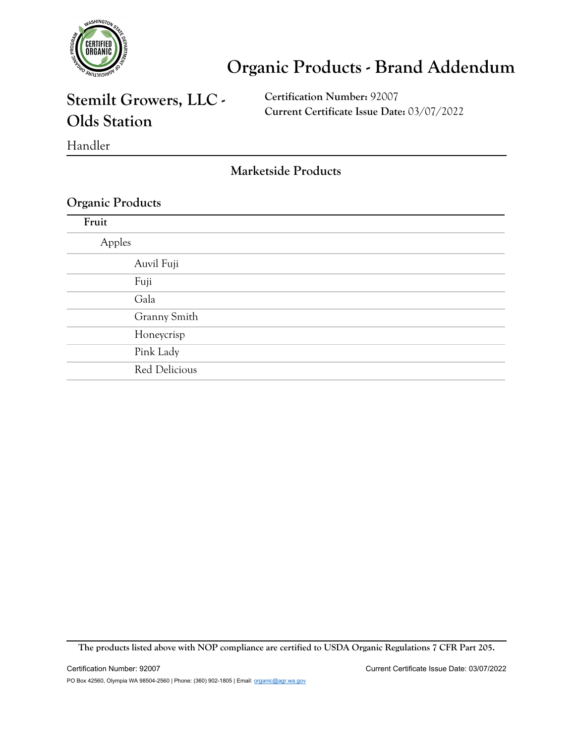# Organic Products - Brand Addendum

## Stemilt Growers, LLC - Olds Station

**Certification Number:** 92007
**Current Certificate Issue Date:** 03/07/2022

Handler

### Marketside Products

### Organic Products

**Fruit**

- Apples
  - Auvil Fuji
  - Fuji
  - Gala
  - Granny Smith
  - Honeycrisp
  - Pink Lady
  - Red Delicious

**The products listed above with NOP compliance are certified to USDA Organic Regulations 7 CFR Part 205.**

PO Box 42560, Olympia WA 98504-2560 | Phone: (360) 902-1805 | Email: organic@agr.wa.gov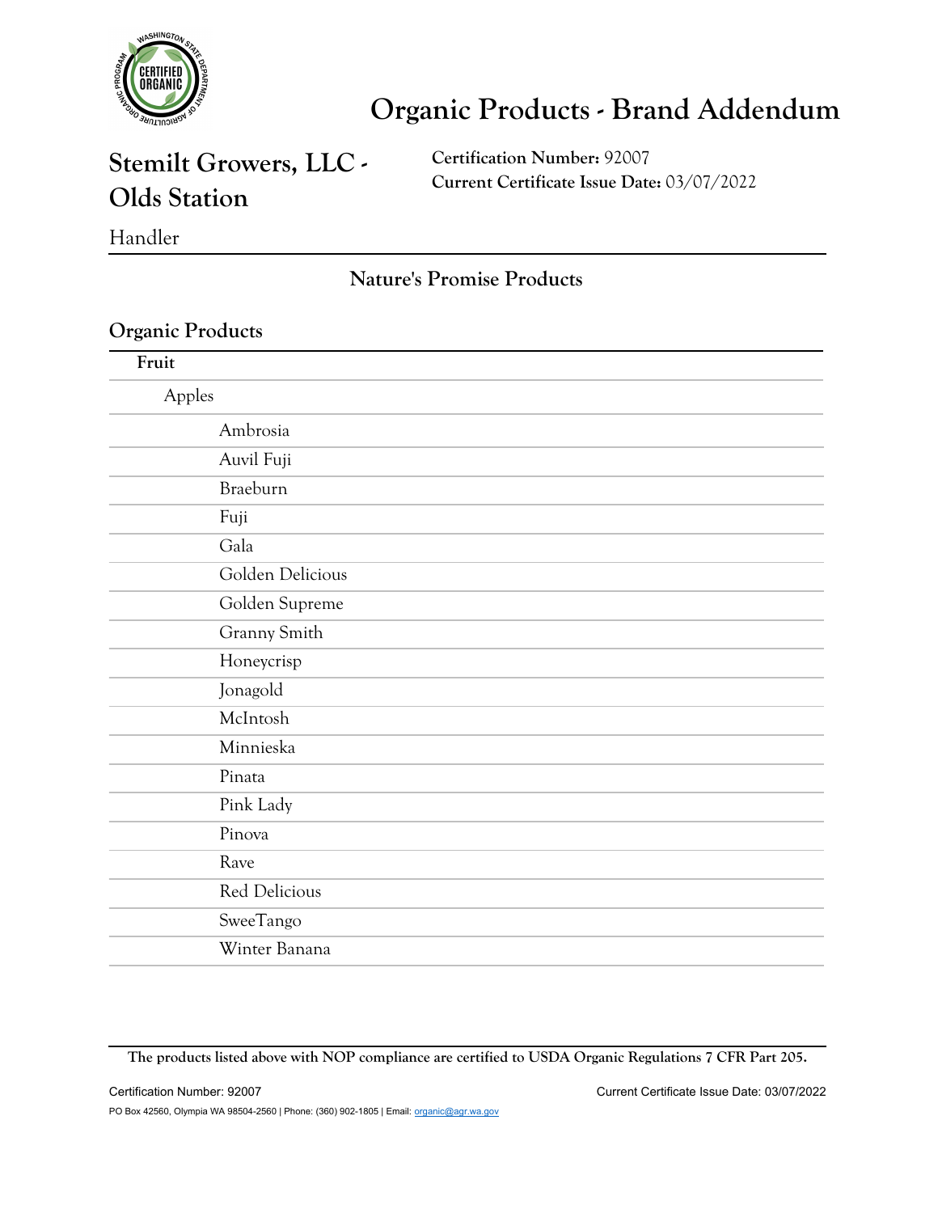# Organic Products - Brand Addendum

## Stemilt Growers, LLC - Olds Station

**Certification Number:** 92007
**Current Certificate Issue Date:** 03/07/2022

Handler

### Nature's Promise Products

### Organic Products

**Fruit**

- Apples
  - Ambrosia
  - Auvil Fuji
  - Braeburn
  - Fuji
  - Gala
  - Golden Delicious
  - Golden Supreme
  - Granny Smith
  - Honeycrisp
  - Jonagold
  - McIntosh
  - Minnieska
  - Pinata
  - Pink Lady
  - Pinova
  - Rave
  - Red Delicious
  - SweeTango
  - Winter Banana

**The products listed above with NOP compliance are certified to USDA Organic Regulations 7 CFR Part 205.**

Certification Number: 92007 | Current Certificate Issue Date: 03/07/2022

PO Box 42560, Olympia WA 98504-2560 | Phone: (360) 902-1805 | Email: organic@agr.wa.gov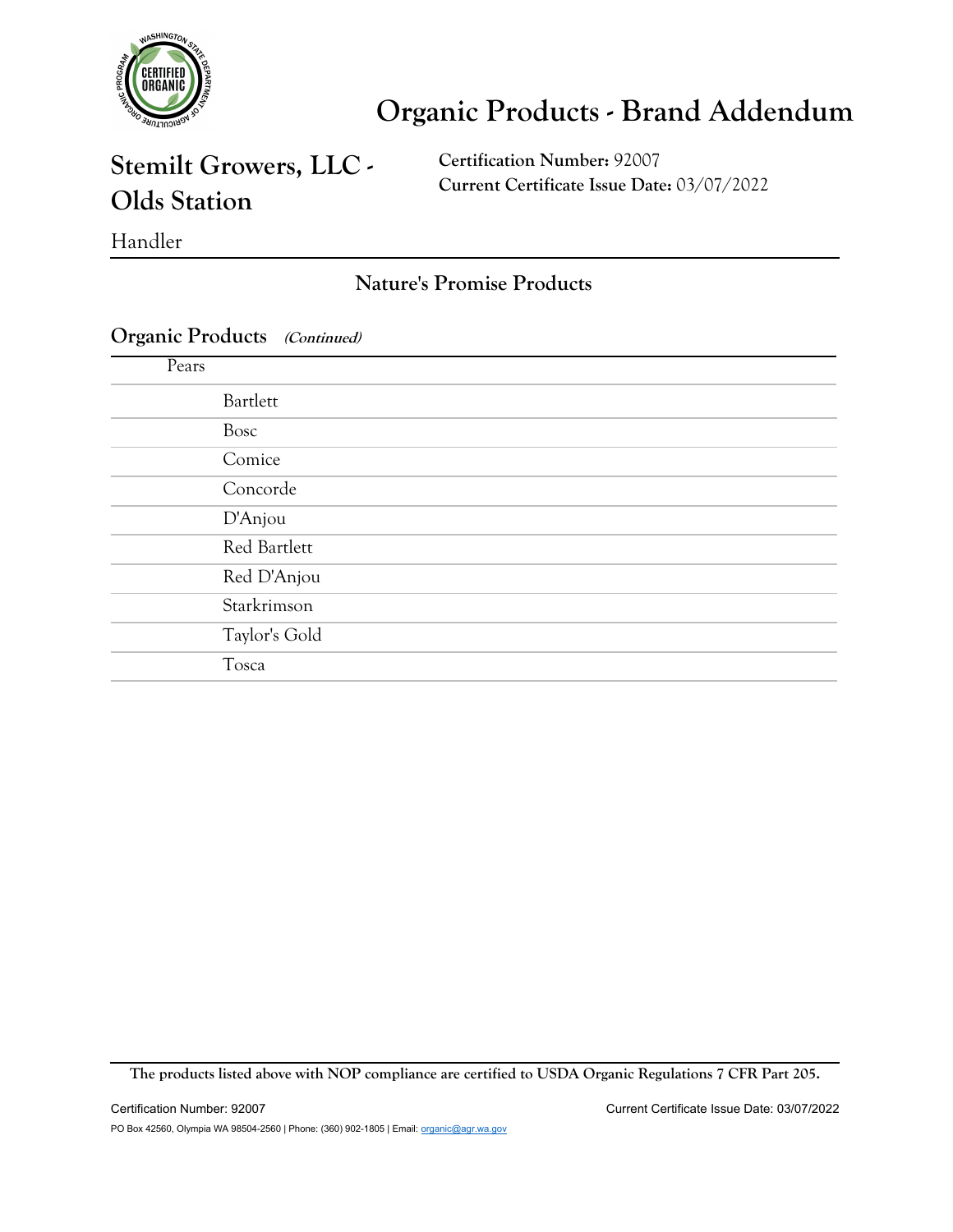# Organic Products - Brand Addendum

## Stemilt Growers, LLC - Olds Station

**Certification Number:** 92007
**Current Certificate Issue Date:** 03/07/2022

Handler

### Nature's Promise Products

### Organic Products *(Continued)*

- Pears
  - Bartlett
  - Bosc
  - Comice
  - Concorde
  - D'Anjou
  - Red Bartlett
  - Red D'Anjou
  - Starkrimson
  - Taylor's Gold
  - Tosca

**The products listed above with NOP compliance are certified to USDA Organic Regulations 7 CFR Part 205.**

PO Box 42560, Olympia WA 98504-2560 | Phone: (360) 902-1805 | Email: organic@agr.wa.gov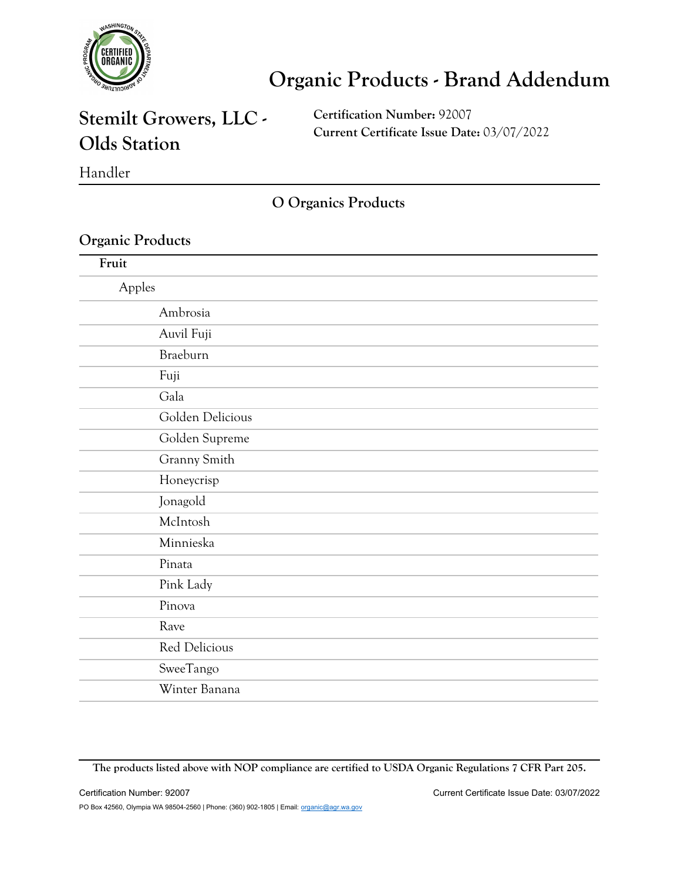# Organic Products - Brand Addendum

## Stemilt Growers, LLC - Olds Station

Handler

**Certification Number:** 92007
**Current Certificate Issue Date:** 03/07/2022

### O Organics Products

## Organic Products

**Fruit**

- Apples
  - Ambrosia
  - Auvil Fuji
  - Braeburn
  - Fuji
  - Gala
  - Golden Delicious
  - Golden Supreme
  - Granny Smith
  - Honeycrisp
  - Jonagold
  - McIntosh
  - Minnieska
  - Pinata
  - Pink Lady
  - Pinova
  - Rave
  - Red Delicious
  - SweeTango
  - Winter Banana

**The products listed above with NOP compliance are certified to USDA Organic Regulations 7 CFR Part 205.**

Certification Number: 92007 | Current Certificate Issue Date: 03/07/2022

PO Box 42560, Olympia WA 98504-2560 | Phone: (360) 902-1805 | Email: organic@agr.wa.gov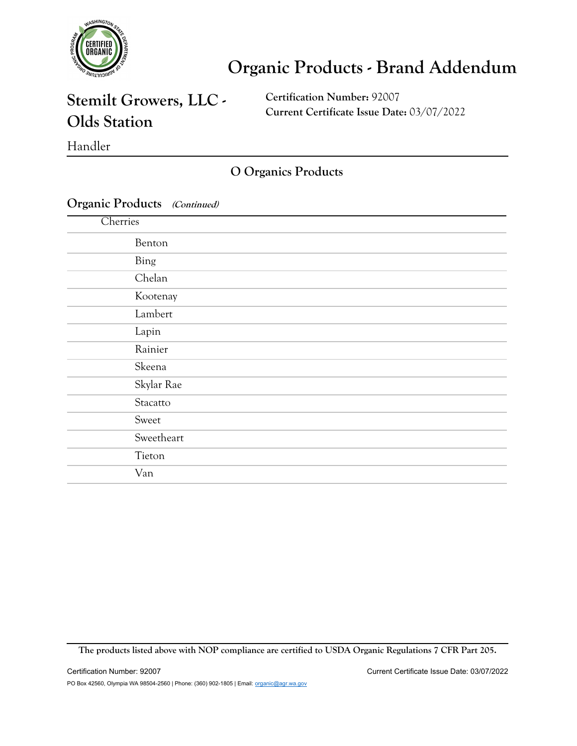# Organic Products - Brand Addendum

## Stemilt Growers, LLC - Olds Station

**Certification Number:** 92007
**Current Certificate Issue Date:** 03/07/2022

Handler

### O Organics Products

**Organic Products** ***(Continued)***

- Cherries
  - Benton
  - Bing
  - Chelan
  - Kootenay
  - Lambert
  - Lapin
  - Rainier
  - Skeena
  - Skylar Rae
  - Stacatto
  - Sweet
  - Sweetheart
  - Tieton
  - Van

**The products listed above with NOP compliance are certified to USDA Organic Regulations 7 CFR Part 205.**

PO Box 42560, Olympia WA 98504-2560 | Phone: (360) 902-1805 | Email: organic@agr.wa.gov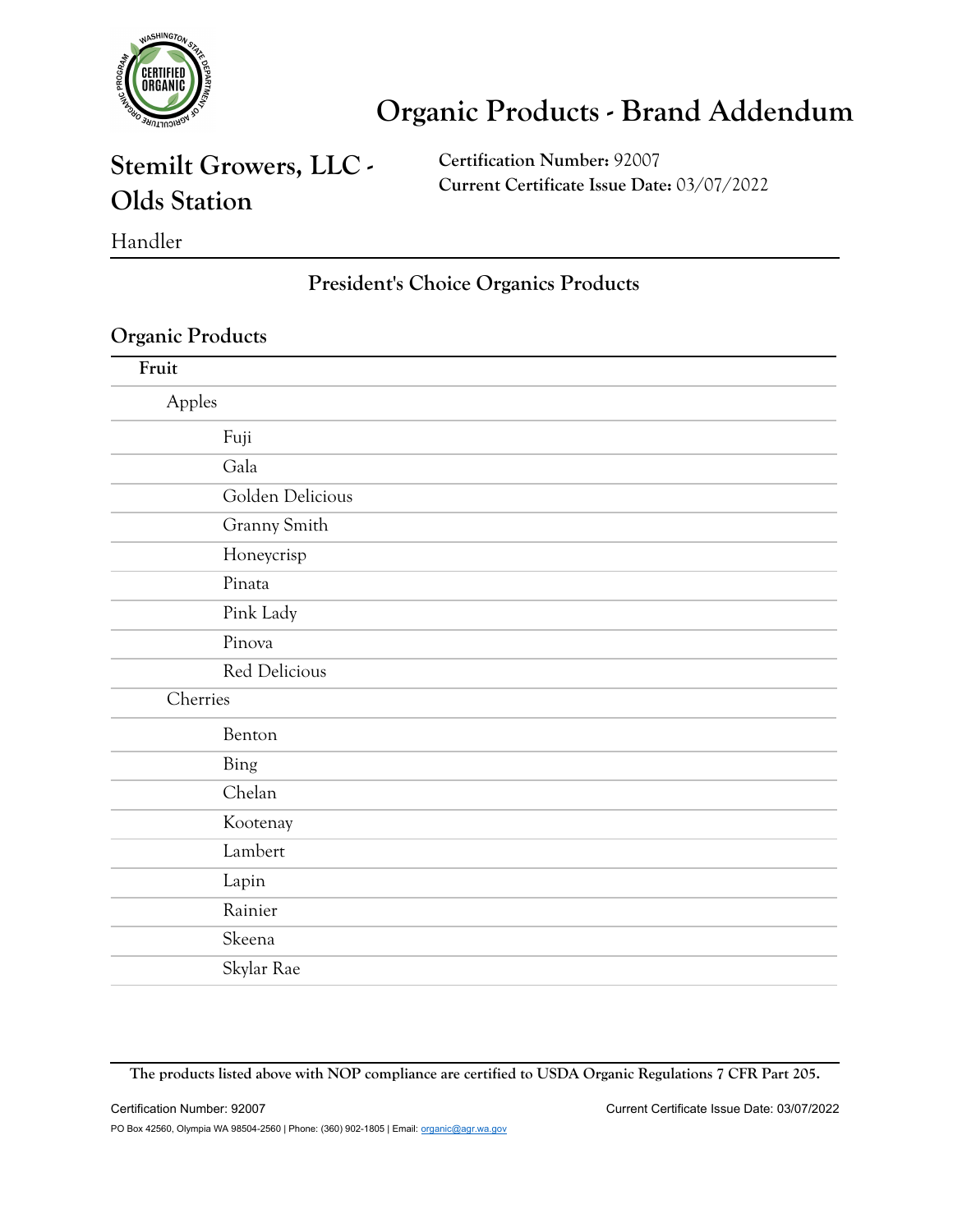# Organic Products - Brand Addendum

## Stemilt Growers, LLC - Olds Station

**Certification Number:** 92007
**Current Certificate Issue Date:** 03/07/2022

Handler

### President's Choice Organics Products

### Organic Products

**Fruit**

- Apples
  - Fuji
  - Gala
  - Golden Delicious
  - Granny Smith
  - Honeycrisp
  - Pinata
  - Pink Lady
  - Pinova
  - Red Delicious
- Cherries
  - Benton
  - Bing
  - Chelan
  - Kootenay
  - Lambert
  - Lapin
  - Rainier
  - Skeena
  - Skylar Rae

**The products listed above with NOP compliance are certified to USDA Organic Regulations 7 CFR Part 205.**

Certification Number: 92007 — Current Certificate Issue Date: 03/07/2022

PO Box 42560, Olympia WA 98504-2560 | Phone: (360) 902-1805 | Email: organic@agr.wa.gov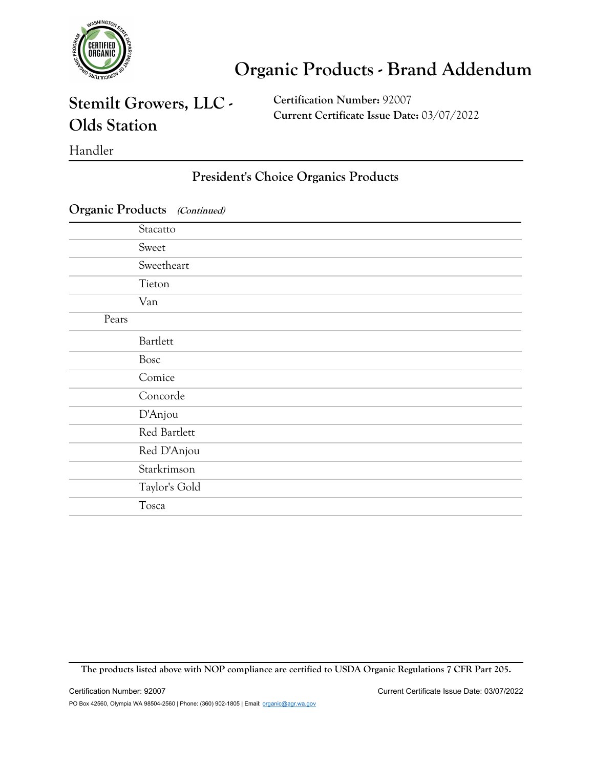# Organic Products - Brand Addendum

## Stemilt Growers, LLC - Olds Station

**Certification Number:** 92007
**Current Certificate Issue Date:** 03/07/2022

Handler

### President's Choice Organics Products

**Organic Products** ***(Continued)***

| | |
|---|---|
| | Stacatto |
| | Sweet |
| | Sweetheart |
| | Tieton |
| | Van |
| Pears | |
| | Bartlett |
| | Bosc |
| | Comice |
| | Concorde |
| | D'Anjou |
| | Red Bartlett |
| | Red D'Anjou |
| | Starkrimson |
| | Taylor's Gold |
| | Tosca |

**The products listed above with NOP compliance are certified to USDA Organic Regulations 7 CFR Part 205.**

PO Box 42560, Olympia WA 98504-2560 | Phone: (360) 902-1805 | Email: organic@agr.wa.gov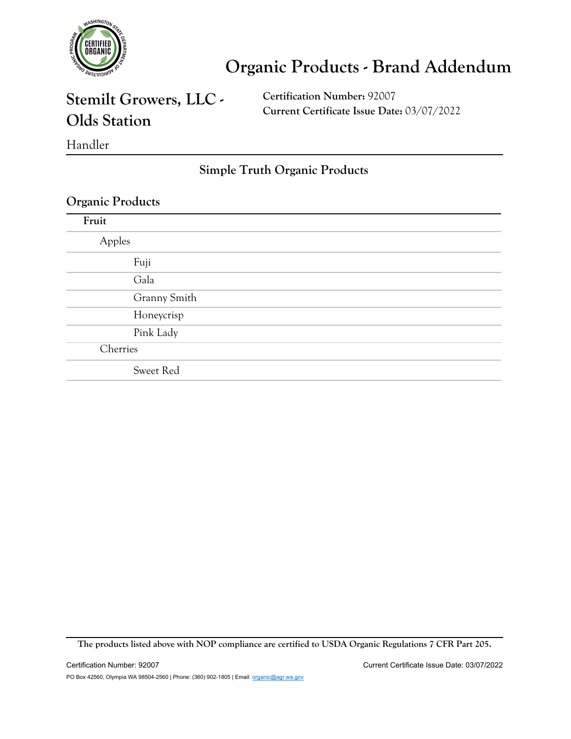# Organic Products - Brand Addendum

## Stemilt Growers, LLC - Olds Station

**Certification Number:** 92007
**Current Certificate Issue Date:** 03/07/2022

Handler

### Simple Truth Organic Products

### Organic Products

**Fruit**

- Apples
  - Fuji
  - Gala
  - Granny Smith
  - Honeycrisp
  - Pink Lady
- Cherries
  - Sweet Red

**The products listed above with NOP compliance are certified to USDA Organic Regulations 7 CFR Part 205.**

Certification Number: 92007 Current Certificate Issue Date: 03/07/2022

PO Box 42560, Olympia WA 98504-2560 | Phone: (360) 902-1805 | Email: organic@agr.wa.gov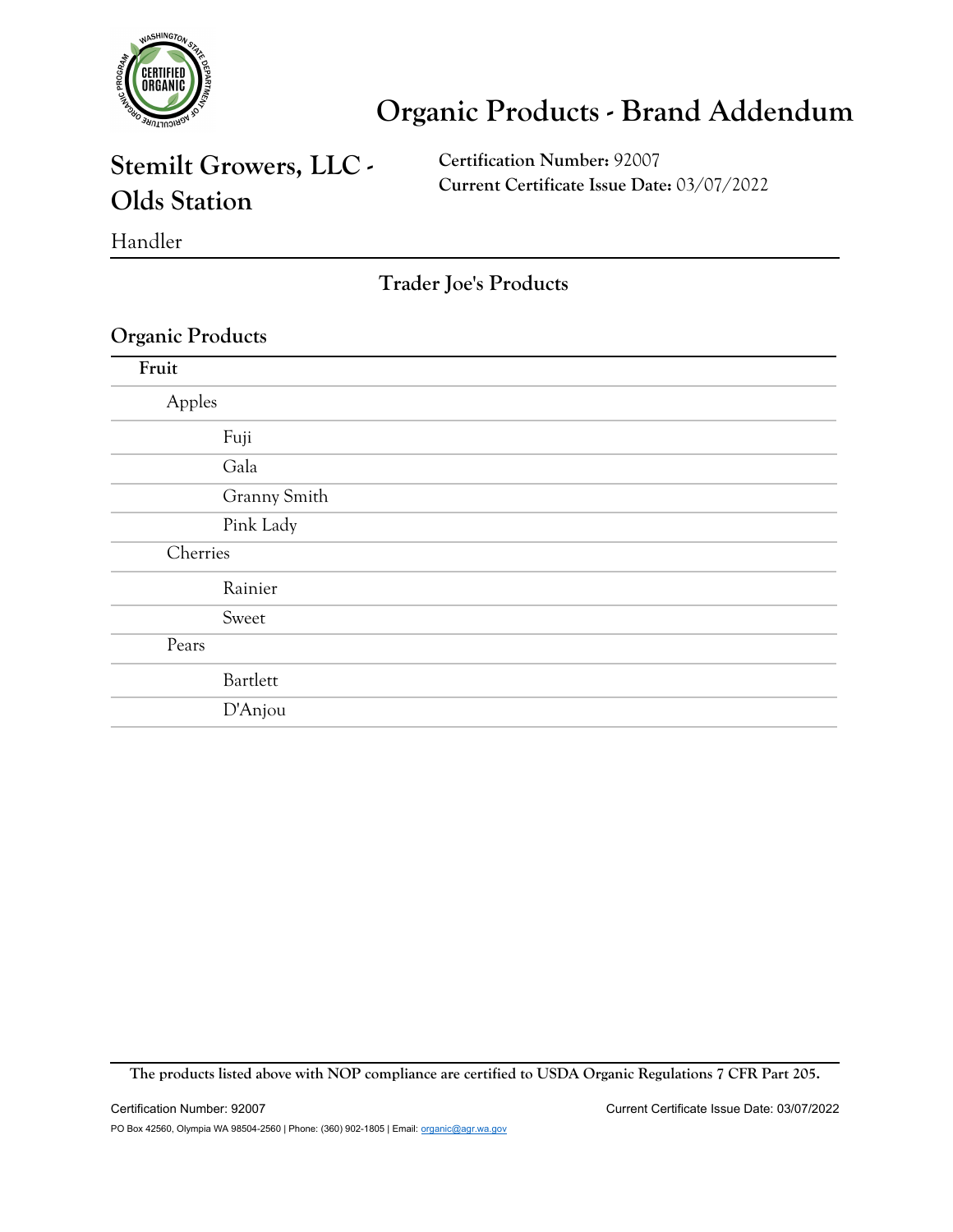# Organic Products - Brand Addendum

## Stemilt Growers, LLC - Olds Station

**Certification Number:** 92007
**Current Certificate Issue Date:** 03/07/2022

Handler

### Trader Joe's Products

### Organic Products

**Fruit**

- Apples
  - Fuji
  - Gala
  - Granny Smith
  - Pink Lady
- Cherries
  - Rainier
  - Sweet
- Pears
  - Bartlett
  - D'Anjou

**The products listed above with NOP compliance are certified to USDA Organic Regulations 7 CFR Part 205.**

PO Box 42560, Olympia WA 98504-2560 | Phone: (360) 902-1805 | Email: organic@agr.wa.gov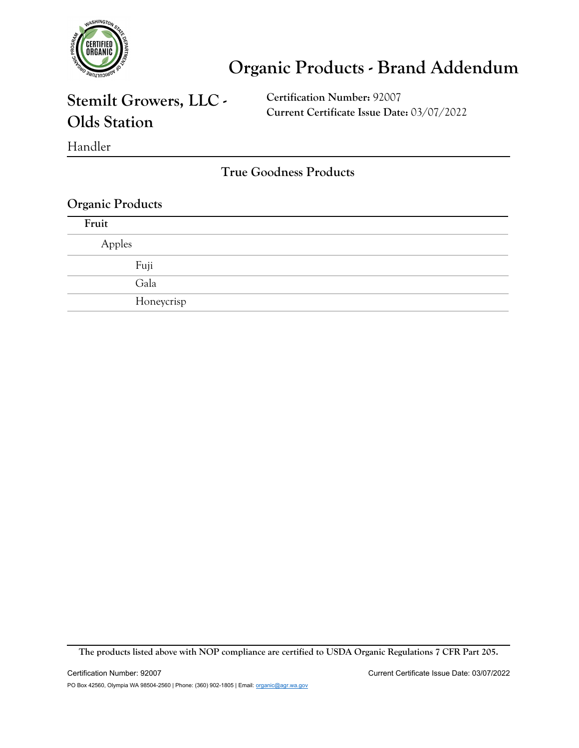# Organic Products - Brand Addendum

## Stemilt Growers, LLC - Olds Station

**Certification Number:** 92007
**Current Certificate Issue Date:** 03/07/2022

Handler

### True Goodness Products

### Organic Products

**Fruit**

- Apples
  - Fuji
  - Gala
  - Honeycrisp

**The products listed above with NOP compliance are certified to USDA Organic Regulations 7 CFR Part 205.**

Certification Number: 92007 Current Certificate Issue Date: 03/07/2022

PO Box 42560, Olympia WA 98504-2560 | Phone: (360) 902-1805 | Email: organic@agr.wa.gov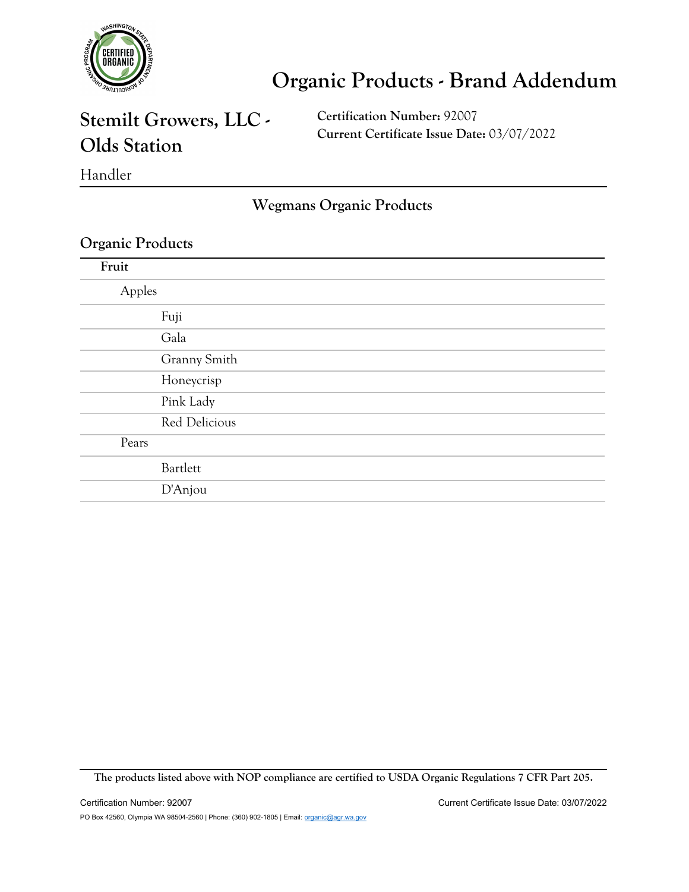# Organic Products - Brand Addendum

## Stemilt Growers, LLC - Olds Station

**Certification Number:** 92007
**Current Certificate Issue Date:** 03/07/2022

Handler

### Wegmans Organic Products

### Organic Products

**Fruit**

- Apples
  - Fuji
  - Gala
  - Granny Smith
  - Honeycrisp
  - Pink Lady
  - Red Delicious
- Pears
  - Bartlett
  - D'Anjou

**The products listed above with NOP compliance are certified to USDA Organic Regulations 7 CFR Part 205.**

PO Box 42560, Olympia WA 98504-2560 | Phone: (360) 902-1805 | Email: organic@agr.wa.gov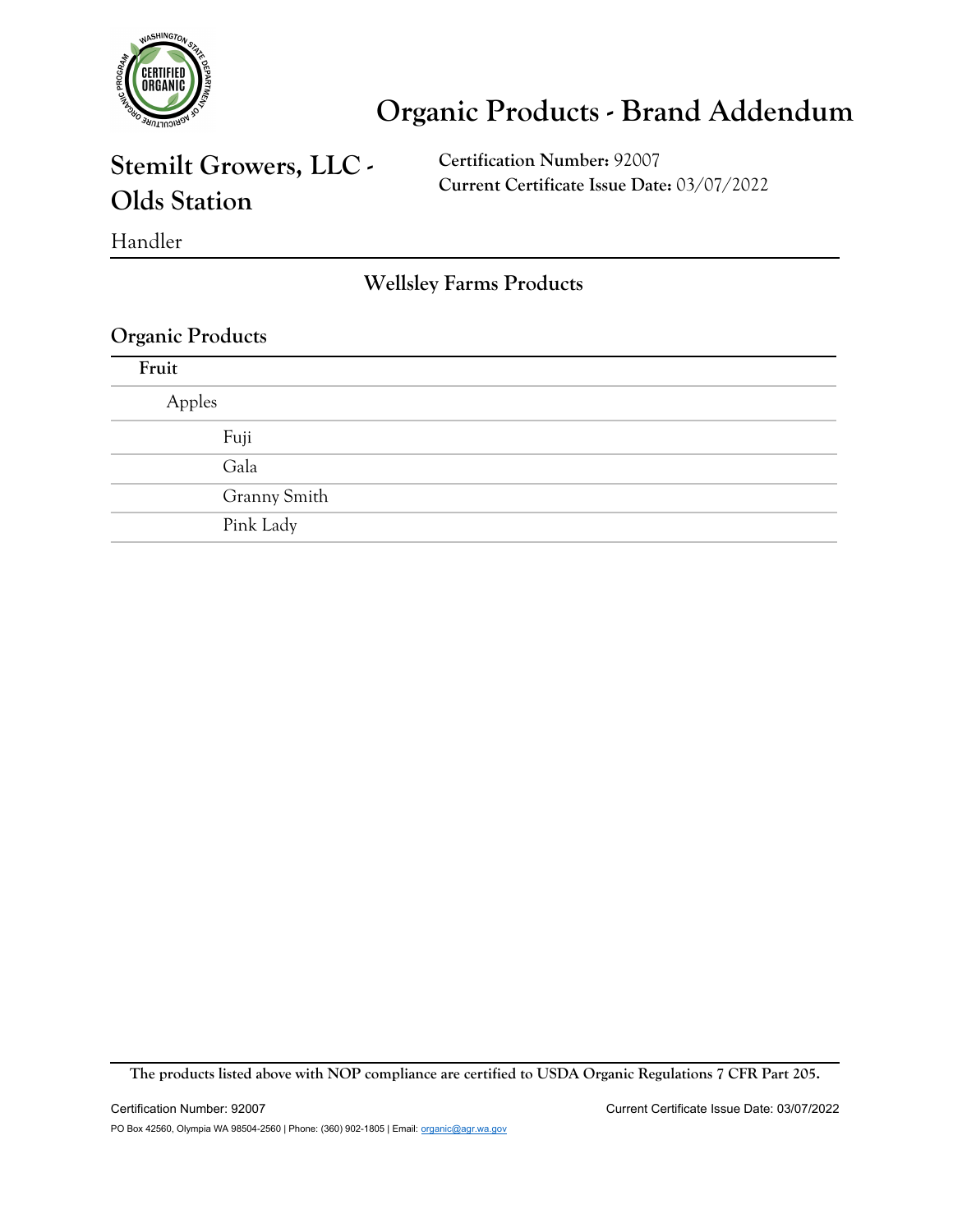# Organic Products - Brand Addendum

## Stemilt Growers, LLC - Olds Station

**Certification Number:** 92007
**Current Certificate Issue Date:** 03/07/2022

Handler

### Wellsley Farms Products

### Organic Products

**Fruit**

- Apples
  - Fuji
  - Gala
  - Granny Smith
  - Pink Lady

**The products listed above with NOP compliance are certified to USDA Organic Regulations 7 CFR Part 205.**

Certification Number: 92007 Current Certificate Issue Date: 03/07/2022

PO Box 42560, Olympia WA 98504-2560 | Phone: (360) 902-1805 | Email: organic@agr.wa.gov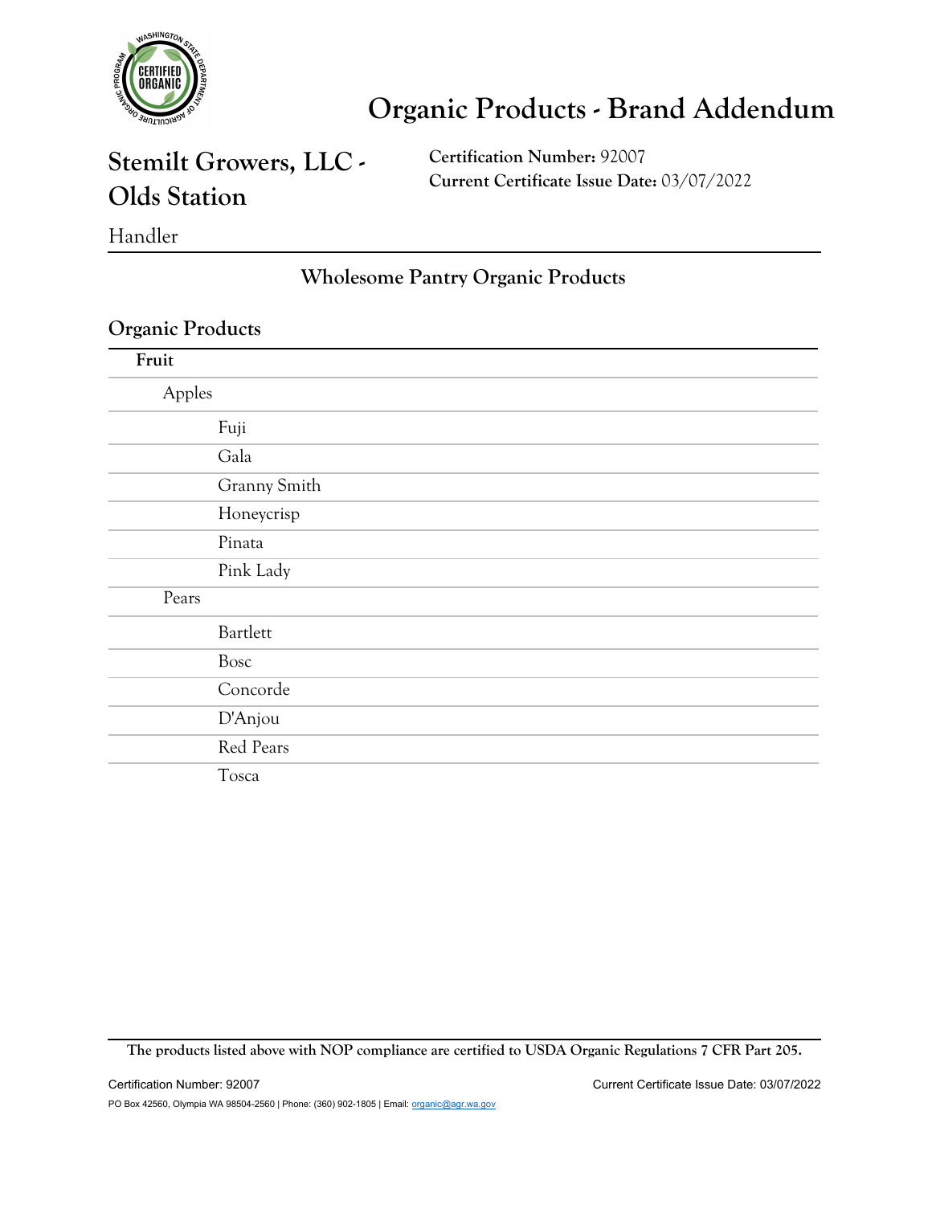# Organic Products - Brand Addendum

## Stemilt Growers, LLC - Olds Station

**Certification Number:** 92007
**Current Certificate Issue Date:** 03/07/2022

Handler

### Wholesome Pantry Organic Products

### Organic Products

| | | |
|---|---|---|
| **Fruit** | | |
| | Apples | |
| | | Fuji |
| | | Gala |
| | | Granny Smith |
| | | Honeycrisp |
| | | Pinata |
| | | Pink Lady |
| | Pears | |
| | | Bartlett |
| | | Bosc |
| | | Concorde |
| | | D'Anjou |
| | | Red Pears |
| | | Tosca |

**The products listed above with NOP compliance are certified to USDA Organic Regulations 7 CFR Part 205.**

Certification Number: 92007
Current Certificate Issue Date: 03/07/2022

PO Box 42560, Olympia WA 98504-2560 | Phone: (360) 902-1805 | Email: organic@agr.wa.gov